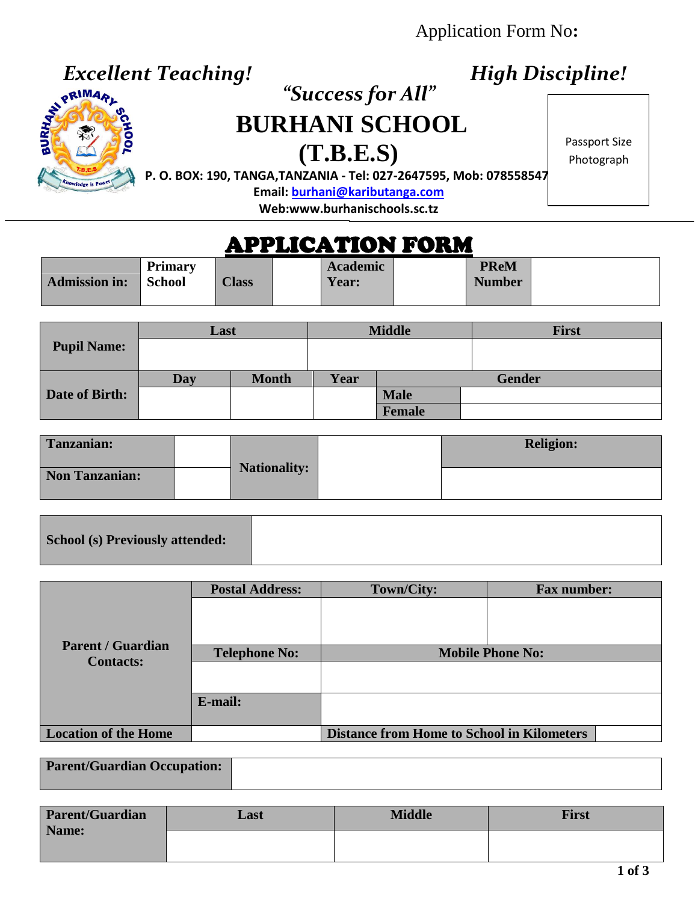Application Form No**:**

*Excellent Teaching!* *High Discipline!*

*"Success for All"*

# BURHANI SCHOOL
# (T.B.E.S)

**P. O. BOX: 190, TANGA,TANZANIA - Tel: 027-2647595, Mob: 078558547**

**Email: burhani@kaributanga.com**

**Web:www.burhanischools.sc.tz**

Passport Size Photograph

## APPLICATION FORM

| **Admission in:** | **Primary School** | **Class** | | **Academic Year:** | | **PReM Number** | |
|---|---|---|---|---|---|---|---|

| **Pupil Name:** | **Last** | **Middle** | **First** |
|---|---|---|---|
| | | | |

| **Date of Birth:** | **Day** | **Month** | **Year** | **Gender** | |
|---|---|---|---|---|---|
| | | | | **Male** | |
| | | | | **Female** | |

| **Tanzanian:** | | **Nationality:** | | **Religion:** |
|---|---|---|---|---|
| **Non Tanzanian:** | | | | |

| **School (s) Previously attended:** | |
|---|---|

| **Parent / Guardian Contacts:** | **Postal Address:** | **Town/City:** | **Fax number:** |
|---|---|---|---|
| | | | |
| | **Telephone No:** | **Mobile Phone No:** | |
| | | | |
| | **E-mail:** | | |
| **Location of the Home** | | **Distance from Home to School in Kilometers** | |

| **Parent/Guardian Occupation:** | |
|---|---|

| **Parent/Guardian Name:** | **Last** | **Middle** | **First** |
|---|---|---|---|
| | | | |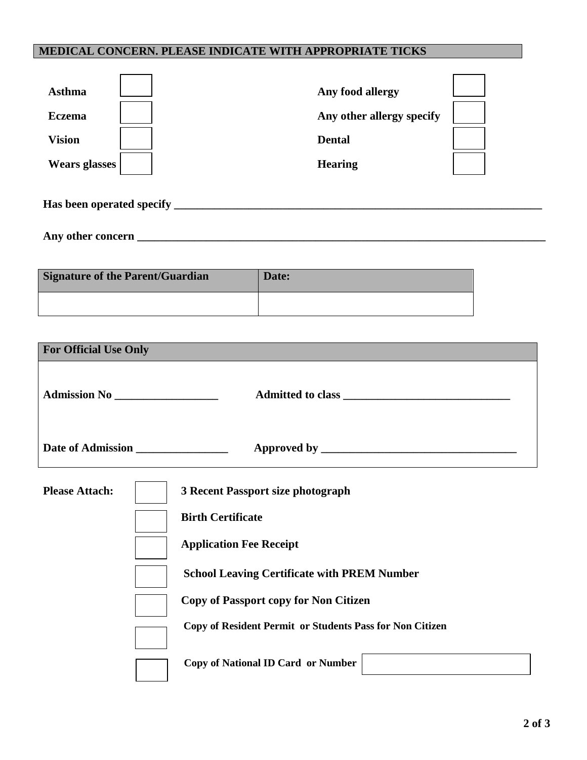## MEDICAL CONCERN. PLEASE INDICATE WITH APPROPRIATE TICKS

| | | | |
|---|---|---|---|
| **Asthma** | ☐ | **Any food allergy** | ☐ |
| **Eczema** | ☐ | **Any other allergy specify** | ☐ |
| **Vision** | ☐ | **Dental** | ☐ |
| **Wears glasses** | ☐ | **Hearing** | ☐ |

**Has been operated specify** ____________________________________________________________________

**Any other concern** ____________________________________________________________________________

| **Signature of the Parent/Guardian** | **Date:** |
|---|---|
| | |

| **For Official Use Only** | |
|---|---|
| **Admission No** __________________ | **Admitted to class** ______________________________ |
| **Date of Admission** ________________ | **Approved by** __________________________________ |

**Please Attach:**

- ☐ **3 Recent Passport size photograph**
- ☐ **Birth Certificate**
- ☐ **Application Fee Receipt**
- ☐ **School Leaving Certificate with PREM Number**
- ☐ **Copy of Passport copy for Non Citizen**
- ☐ **Copy of Resident Permit or Students Pass for Non Citizen**
- ☐ **Copy of National ID Card or Number** ____________________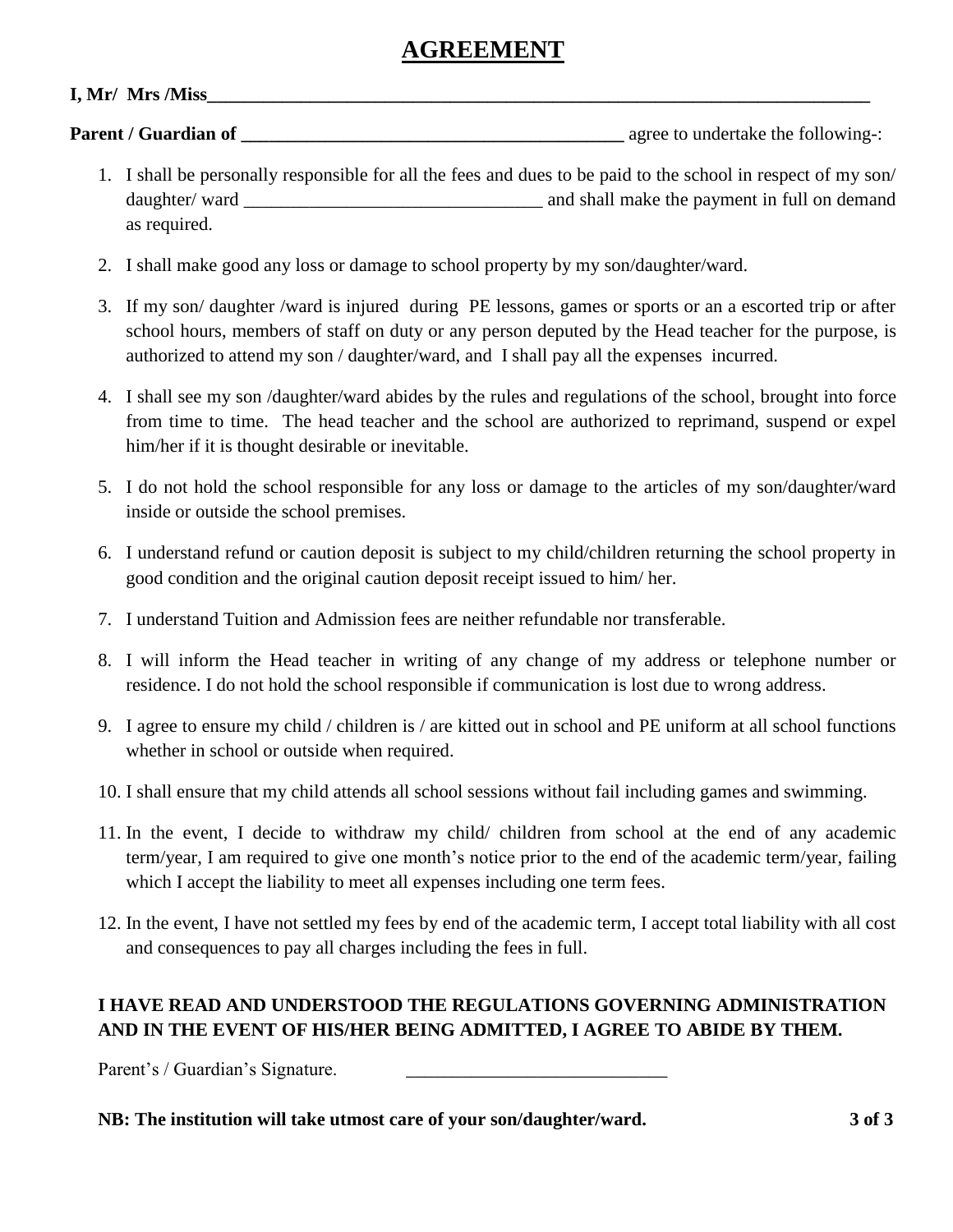# AGREEMENT

**I, Mr/ Mrs /Miss________________________________________________________________________**

**Parent / Guardian of ________________________________________** agree to undertake the following-:

1. I shall be personally responsible for all the fees and dues to be paid to the school in respect of my son/ daughter/ ward ________________________________ and shall make the payment in full on demand as required.
2. I shall make good any loss or damage to school property by my son/daughter/ward.
3. If my son/ daughter /ward is injured during PE lessons, games or sports or an a escorted trip or after school hours, members of staff on duty or any person deputed by the Head teacher for the purpose, is authorized to attend my son / daughter/ward, and I shall pay all the expenses incurred.
4. I shall see my son /daughter/ward abides by the rules and regulations of the school, brought into force from time to time. The head teacher and the school are authorized to reprimand, suspend or expel him/her if it is thought desirable or inevitable.
5. I do not hold the school responsible for any loss or damage to the articles of my son/daughter/ward inside or outside the school premises.
6. I understand refund or caution deposit is subject to my child/children returning the school property in good condition and the original caution deposit receipt issued to him/ her.
7. I understand Tuition and Admission fees are neither refundable nor transferable.
8. I will inform the Head teacher in writing of any change of my address or telephone number or residence. I do not hold the school responsible if communication is lost due to wrong address.
9. I agree to ensure my child / children is / are kitted out in school and PE uniform at all school functions whether in school or outside when required.
10. I shall ensure that my child attends all school sessions without fail including games and swimming.
11. In the event, I decide to withdraw my child/ children from school at the end of any academic term/year, I am required to give one month's notice prior to the end of the academic term/year, failing which I accept the liability to meet all expenses including one term fees.
12. In the event, I have not settled my fees by end of the academic term, I accept total liability with all cost and consequences to pay all charges including the fees in full.

**I HAVE READ AND UNDERSTOOD THE REGULATIONS GOVERNING ADMINISTRATION AND IN THE EVENT OF HIS/HER BEING ADMITTED, I AGREE TO ABIDE BY THEM.**

Parent's / Guardian's Signature. ____________________________

**NB: The institution will take utmost care of your son/daughter/ward.**